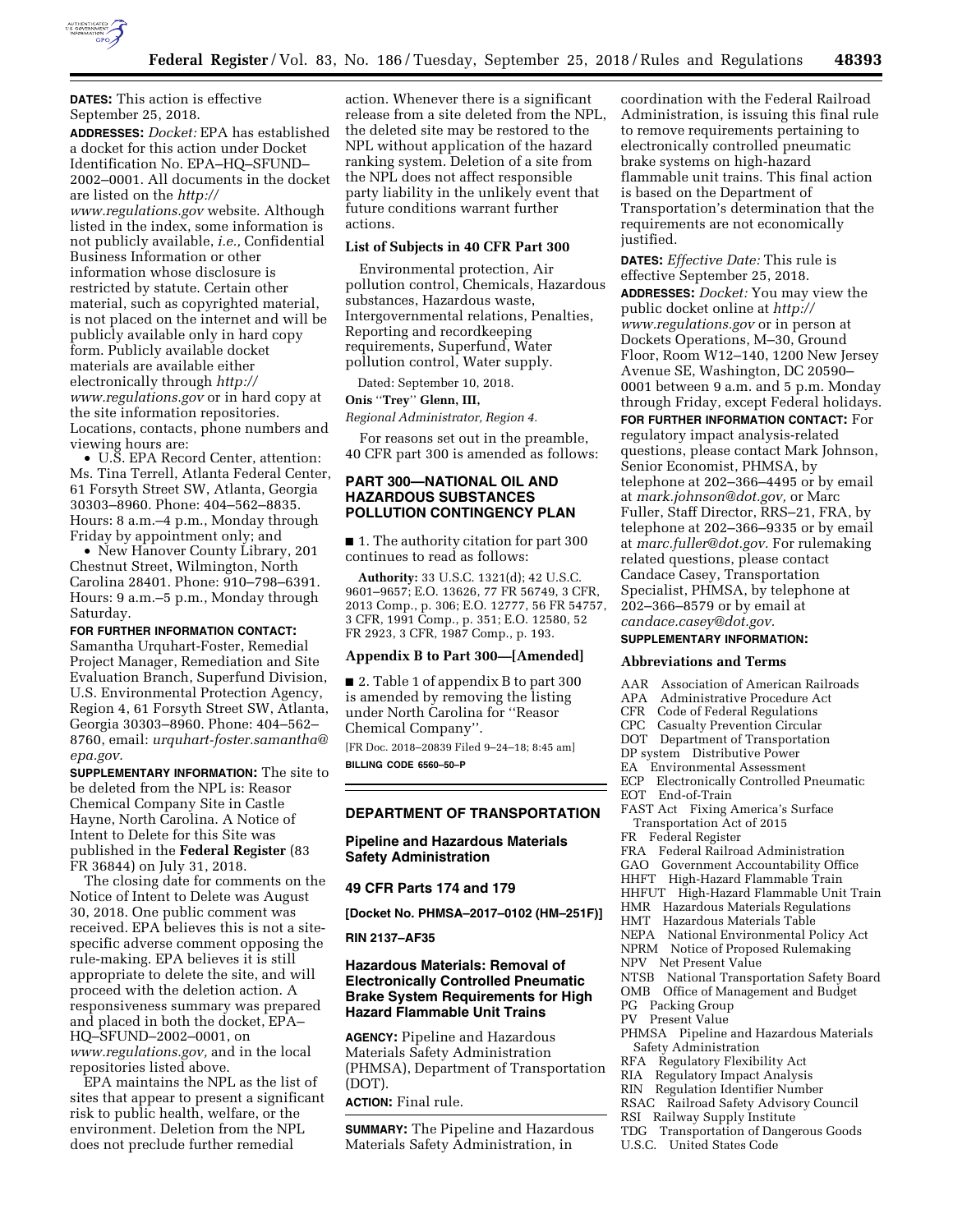**DATES:** This action is effective September 25, 2018.

**ADDRESSES:** *Docket:* EPA has established a docket for this action under Docket Identification No. EPA–HQ–SFUND–2002–0001. All documents in the docket are listed on the *http://www.regulations.gov* website. Although listed in the index, some information is not publicly available, *i.e.,* Confidential Business Information or other information whose disclosure is restricted by statute. Certain other material, such as copyrighted material, is not placed on the internet and will be publicly available only in hard copy form. Publicly available docket materials are available either electronically through *http://www.regulations.gov* or in hard copy at the site information repositories. Locations, contacts, phone numbers and viewing hours are:

- U.S. EPA Record Center, attention: Ms. Tina Terrell, Atlanta Federal Center, 61 Forsyth Street SW, Atlanta, Georgia 30303–8960. Phone: 404–562–8835. Hours: 8 a.m.–4 p.m., Monday through Friday by appointment only; and
- New Hanover County Library, 201 Chestnut Street, Wilmington, North Carolina 28401. Phone: 910–798–6391. Hours: 9 a.m.–5 p.m., Monday through Saturday.

**FOR FURTHER INFORMATION CONTACT:** Samantha Urquhart-Foster, Remedial Project Manager, Remediation and Site Evaluation Branch, Superfund Division, U.S. Environmental Protection Agency, Region 4, 61 Forsyth Street SW, Atlanta, Georgia 30303–8960. Phone: 404–562–8760, email: *urquhart-foster.samantha@epa.gov.*

**SUPPLEMENTARY INFORMATION:** The site to be deleted from the NPL is: Reasor Chemical Company Site in Castle Hayne, North Carolina. A Notice of Intent to Delete for this Site was published in the **Federal Register** (83 FR 36844) on July 31, 2018.

The closing date for comments on the Notice of Intent to Delete was August 30, 2018. One public comment was received. EPA believes this is not a site-specific adverse comment opposing the rule-making. EPA believes it is still appropriate to delete the site, and will proceed with the deletion action. A responsiveness summary was prepared and placed in both the docket, EPA–HQ–SFUND–2002–0001, on *www.regulations.gov,* and in the local repositories listed above.

EPA maintains the NPL as the list of sites that appear to present a significant risk to public health, welfare, or the environment. Deletion from the NPL does not preclude further remedial action. Whenever there is a significant release from a site deleted from the NPL, the deleted site may be restored to the NPL without application of the hazard ranking system. Deletion of a site from the NPL does not affect responsible party liability in the unlikely event that future conditions warrant further actions.

### List of Subjects in 40 CFR Part 300

Environmental protection, Air pollution control, Chemicals, Hazardous substances, Hazardous waste, Intergovernmental relations, Penalties, Reporting and recordkeeping requirements, Superfund, Water pollution control, Water supply.

Dated: September 10, 2018.

**Onis "Trey" Glenn, III,**

*Regional Administrator, Region 4.*

For reasons set out in the preamble, 40 CFR part 300 is amended as follows:

## PART 300—NATIONAL OIL AND HAZARDOUS SUBSTANCES POLLUTION CONTINGENCY PLAN

■ 1. The authority citation for part 300 continues to read as follows:

**Authority:** 33 U.S.C. 1321(d); 42 U.S.C. 9601–9657; E.O. 13626, 77 FR 56749, 3 CFR, 2013 Comp., p. 306; E.O. 12777, 56 FR 54757, 3 CFR, 1991 Comp., p. 351; E.O. 12580, 52 FR 2923, 3 CFR, 1987 Comp., p. 193.

### Appendix B to Part 300—[Amended]

■ 2. Table 1 of appendix B to part 300 is amended by removing the listing under North Carolina for "Reasor Chemical Company".

[FR Doc. 2018–20839 Filed 9–24–18; 8:45 am]

**BILLING CODE 6560–50–P**

## DEPARTMENT OF TRANSPORTATION

### Pipeline and Hazardous Materials Safety Administration

### 49 CFR Parts 174 and 179

**[Docket No. PHMSA–2017–0102 (HM–251F)]**

**RIN 2137–AF35**

### Hazardous Materials: Removal of Electronically Controlled Pneumatic Brake System Requirements for High Hazard Flammable Unit Trains

**AGENCY:** Pipeline and Hazardous Materials Safety Administration (PHMSA), Department of Transportation (DOT).

**ACTION:** Final rule.

**SUMMARY:** The Pipeline and Hazardous Materials Safety Administration, in coordination with the Federal Railroad Administration, is issuing this final rule to remove requirements pertaining to electronically controlled pneumatic brake systems on high-hazard flammable unit trains. This final action is based on the Department of Transportation's determination that the requirements are not economically justified.

**DATES:** *Effective Date:* This rule is effective September 25, 2018.

**ADDRESSES:** *Docket:* You may view the public docket online at *http://www.regulations.gov* or in person at Dockets Operations, M–30, Ground Floor, Room W12–140, 1200 New Jersey Avenue SE, Washington, DC 20590–0001 between 9 a.m. and 5 p.m. Monday through Friday, except Federal holidays.

**FOR FURTHER INFORMATION CONTACT:** For regulatory impact analysis-related questions, please contact Mark Johnson, Senior Economist, PHMSA, by telephone at 202–366–4495 or by email at *mark.johnson@dot.gov,* or Marc Fuller, Staff Director, RRS–21, FRA, by telephone at 202–366–9335 or by email at *marc.fuller@dot.gov.* For rulemaking related questions, please contact Candace Casey, Transportation Specialist, PHMSA, by telephone at 202–366–8579 or by email at *candace.casey@dot.gov.*

**SUPPLEMENTARY INFORMATION:**

### Abbreviations and Terms

AAR Association of American Railroads
APA Administrative Procedure Act
CFR Code of Federal Regulations
CPC Casualty Prevention Circular
DOT Department of Transportation
DP system Distributive Power
EA Environmental Assessment
ECP Electronically Controlled Pneumatic
EOT End-of-Train
FAST Act Fixing America's Surface Transportation Act of 2015
FR Federal Register
FRA Federal Railroad Administration
GAO Government Accountability Office
HHFT High-Hazard Flammable Train
HHFUT High-Hazard Flammable Unit Train
HMR Hazardous Materials Regulations
HMT Hazardous Materials Table
NEPA National Environmental Policy Act
NPRM Notice of Proposed Rulemaking
NPV Net Present Value
NTSB National Transportation Safety Board
OMB Office of Management and Budget
PG Packing Group
PV Present Value
PHMSA Pipeline and Hazardous Materials Safety Administration
RFA Regulatory Flexibility Act
RIA Regulatory Impact Analysis
RIN Regulation Identifier Number
RSAC Railroad Safety Advisory Council
RSI Railway Supply Institute
TDG Transportation of Dangerous Goods
U.S.C. United States Code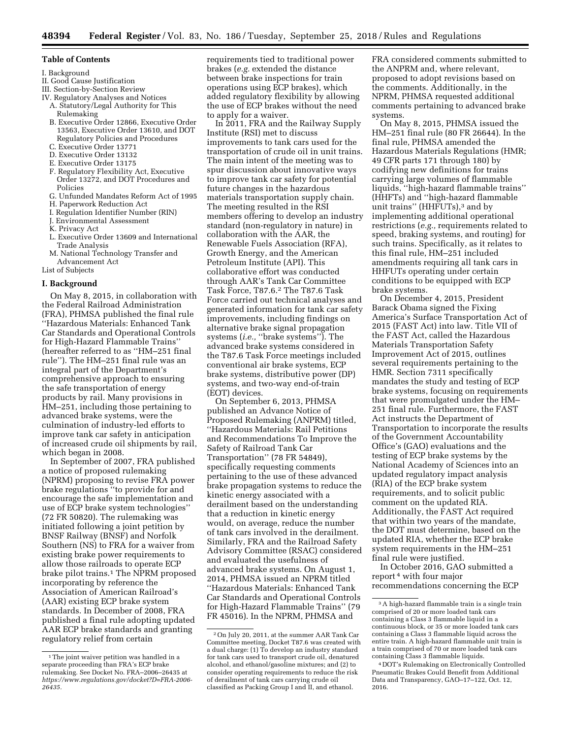**Table of Contents**

I. Background
II. Good Cause Justification
III. Section-by-Section Review
IV. Regulatory Analyses and Notices
  A. Statutory/Legal Authority for This Rulemaking
  B. Executive Order 12866, Executive Order 13563, Executive Order 13610, and DOT Regulatory Policies and Procedures
  C. Executive Order 13771
  D. Executive Order 13132
  E. Executive Order 13175
  F. Regulatory Flexibility Act, Executive Order 13272, and DOT Procedures and Policies
  G. Unfunded Mandates Reform Act of 1995
  H. Paperwork Reduction Act
  I. Regulation Identifier Number (RIN)
  J. Environmental Assessment
  K. Privacy Act
  L. Executive Order 13609 and International Trade Analysis
  M. National Technology Transfer and Advancement Act
List of Subjects

## I. Background

On May 8, 2015, in collaboration with the Federal Railroad Administration (FRA), PHMSA published the final rule ''Hazardous Materials: Enhanced Tank Car Standards and Operational Controls for High-Hazard Flammable Trains'' (hereafter referred to as ''HM–251 final rule''). The HM–251 final rule was an integral part of the Department's comprehensive approach to ensuring the safe transportation of energy products by rail. Many provisions in HM–251, including those pertaining to advanced brake systems, were the culmination of industry-led efforts to improve tank car safety in anticipation of increased crude oil shipments by rail, which began in 2008.

In September of 2007, FRA published a notice of proposed rulemaking (NPRM) proposing to revise FRA power brake regulations ''to provide for and encourage the safe implementation and use of ECP brake system technologies'' (72 FR 50820). The rulemaking was initiated following a joint petition by BNSF Railway (BNSF) and Norfolk Southern (NS) to FRA for a waiver from existing brake power requirements to allow those railroads to operate ECP brake pilot trains.[1] The NPRM proposed incorporating by reference the Association of American Railroad's (AAR) existing ECP brake system standards. In December of 2008, FRA published a final rule adopting updated AAR ECP brake standards and granting regulatory relief from certain requirements tied to traditional power brakes (*e.g.* extended the distance between brake inspections for train operations using ECP brakes), which added regulatory flexibility by allowing the use of ECP brakes without the need to apply for a waiver.

In 2011, FRA and the Railway Supply Institute (RSI) met to discuss improvements to tank cars used for the transportation of crude oil in unit trains. The main intent of the meeting was to spur discussion about innovative ways to improve tank car safety for potential future changes in the hazardous materials transportation supply chain. The meeting resulted in the RSI members offering to develop an industry standard (non-regulatory in nature) in collaboration with the AAR, the Renewable Fuels Association (RFA), Growth Energy, and the American Petroleum Institute (API). This collaborative effort was conducted through AAR's Tank Car Committee Task Force, T87.6.[2] The T87.6 Task Force carried out technical analyses and generated information for tank car safety improvements, including findings on alternative brake signal propagation systems (*i.e.,* ''brake systems''). The advanced brake systems considered in the T87.6 Task Force meetings included conventional air brake systems, ECP brake systems, distributive power (DP) systems, and two-way end-of-train (EOT) devices.

On September 6, 2013, PHMSA published an Advance Notice of Proposed Rulemaking (ANPRM) titled, ''Hazardous Materials: Rail Petitions and Recommendations To Improve the Safety of Railroad Tank Car Transportation'' (78 FR 54849), specifically requesting comments pertaining to the use of these advanced brake propagation systems to reduce the kinetic energy associated with a derailment based on the understanding that a reduction in kinetic energy would, on average, reduce the number of tank cars involved in the derailment. Similarly, FRA and the Railroad Safety Advisory Committee (RSAC) considered and evaluated the usefulness of advanced brake systems. On August 1, 2014, PHMSA issued an NPRM titled ''Hazardous Materials: Enhanced Tank Car Standards and Operational Controls for High-Hazard Flammable Trains'' (79 FR 45016). In the NPRM, PHMSA and FRA considered comments submitted to the ANPRM and, where relevant, proposed to adopt revisions based on the comments. Additionally, in the NPRM, PHMSA requested additional comments pertaining to advanced brake systems.

On May 8, 2015, PHMSA issued the HM–251 final rule (80 FR 26644). In the final rule, PHMSA amended the Hazardous Materials Regulations (HMR; 49 CFR parts 171 through 180) by codifying new definitions for trains carrying large volumes of flammable liquids, ''high-hazard flammable trains'' (HHFTs) and ''high-hazard flammable unit trains'' (HHFUTs),[3] and by implementing additional operational restrictions (*e.g.,* requirements related to speed, braking systems, and routing) for such trains. Specifically, as it relates to this final rule, HM–251 included amendments requiring all tank cars in HHFUTs operating under certain conditions to be equipped with ECP brake systems.

On December 4, 2015, President Barack Obama signed the Fixing America's Surface Transportation Act of 2015 (FAST Act) into law. Title VII of the FAST Act, called the Hazardous Materials Transportation Safety Improvement Act of 2015, outlines several requirements pertaining to the HMR. Section 7311 specifically mandates the study and testing of ECP brake systems, focusing on requirements that were promulgated under the HM–251 final rule. Furthermore, the FAST Act instructs the Department of Transportation to incorporate the results of the Government Accountability Office's (GAO) evaluations and the testing of ECP brake systems by the National Academy of Sciences into an updated regulatory impact analysis (RIA) of the ECP brake system requirements, and to solicit public comment on the updated RIA. Additionally, the FAST Act required that within two years of the mandate, the DOT must determine, based on the updated RIA, whether the ECP brake system requirements in the HM–251 final rule were justified.

In October 2016, GAO submitted a report[4] with four major recommendations concerning the ECP

---

[1] The joint waiver petition was handled in a separate proceeding than FRA's ECP brake rulemaking. See Docket No. FRA–2006–26435 at *https://www.regulations.gov/docket?D=FRA-2006-26435.*

[2] On July 20, 2011, at the summer AAR Tank Car Committee meeting, Docket T87.6 was created with a dual charge: (1) To develop an industry standard for tank cars used to transport crude oil, denatured alcohol, and ethanol/gasoline mixtures; and (2) to consider operating requirements to reduce the risk of derailment of tank cars carrying crude oil classified as Packing Group I and II, and ethanol.

[3] A high-hazard flammable train is a single train comprised of 20 or more loaded tank cars containing a Class 3 flammable liquid in a continuous block, or 35 or more loaded tank cars containing a Class 3 flammable liquid across the entire train. A high-hazard flammable unit train is a train comprised of 70 or more loaded tank cars containing Class 3 flammable liquids.

[4] DOT's Rulemaking on Electronically Controlled Pneumatic Brakes Could Benefit from Additional Data and Transparency, GAO–17–122, Oct. 12, 2016.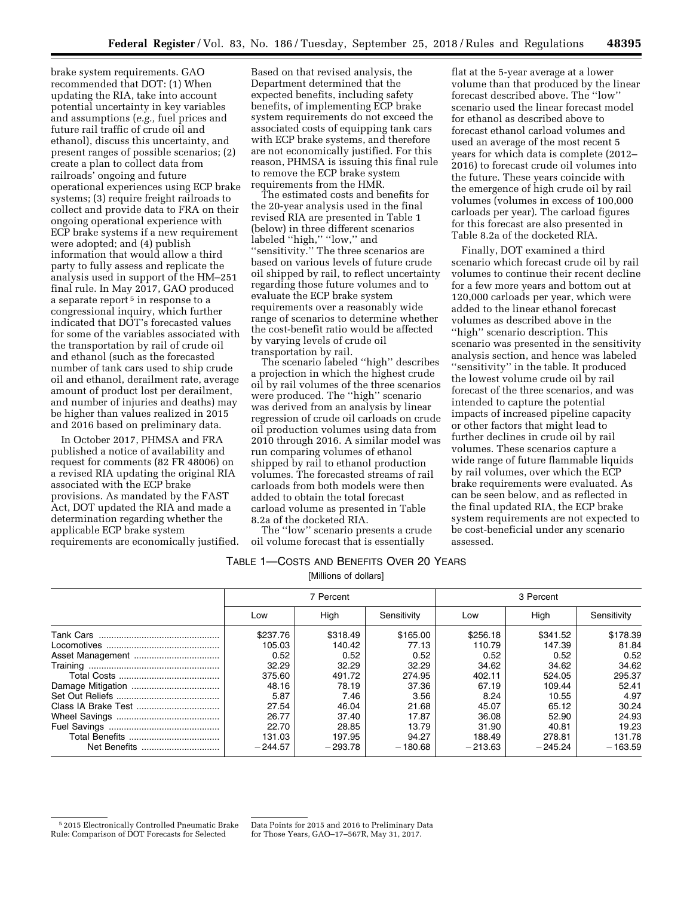brake system requirements. GAO recommended that DOT: (1) When updating the RIA, take into account potential uncertainty in key variables and assumptions (*e.g.,* fuel prices and future rail traffic of crude oil and ethanol), discuss this uncertainty, and present ranges of possible scenarios; (2) create a plan to collect data from railroads' ongoing and future operational experiences using ECP brake systems; (3) require freight railroads to collect and provide data to FRA on their ongoing operational experience with ECP brake systems if a new requirement were adopted; and (4) publish information that would allow a third party to fully assess and replicate the analysis used in support of the HM–251 final rule. In May 2017, GAO produced a separate report [5] in response to a congressional inquiry, which further indicated that DOT's forecasted values for some of the variables associated with the transportation by rail of crude oil and ethanol (such as the forecasted number of tank cars used to ship crude oil and ethanol, derailment rate, average amount of product lost per derailment, and number of injuries and deaths) may be higher than values realized in 2015 and 2016 based on preliminary data.

In October 2017, PHMSA and FRA published a notice of availability and request for comments (82 FR 48006) on a revised RIA updating the original RIA associated with the ECP brake provisions. As mandated by the FAST Act, DOT updated the RIA and made a determination regarding whether the applicable ECP brake system requirements are economically justified. Based on that revised analysis, the Department determined that the expected benefits, including safety benefits, of implementing ECP brake system requirements do not exceed the associated costs of equipping tank cars with ECP brake systems, and therefore are not economically justified. For this reason, PHMSA is issuing this final rule to remove the ECP brake system requirements from the HMR.

The estimated costs and benefits for the 20-year analysis used in the final revised RIA are presented in Table 1 (below) in three different scenarios labeled "high," "low," and "sensitivity." The three scenarios are based on various levels of future crude oil shipped by rail, to reflect uncertainty regarding those future volumes and to evaluate the ECP brake system requirements over a reasonably wide range of scenarios to determine whether the cost-benefit ratio would be affected by varying levels of crude oil transportation by rail.

The scenario labeled "high" describes a projection in which the highest crude oil by rail volumes of the three scenarios were produced. The "high" scenario was derived from an analysis by linear regression of crude oil carloads on crude oil production volumes using data from 2010 through 2016. A similar model was run comparing volumes of ethanol shipped by rail to ethanol production volumes. The forecasted streams of rail carloads from both models were then added to obtain the total forecast carload volume as presented in Table 8.2a of the docketed RIA.

The "low" scenario presents a crude oil volume forecast that is essentially flat at the 5-year average at a lower volume than that produced by the linear forecast described above. The "low" scenario used the linear forecast model for ethanol as described above to forecast ethanol carload volumes and used an average of the most recent 5 years for which data is complete (2012–2016) to forecast crude oil volumes into the future. These years coincide with the emergence of high crude oil by rail volumes (volumes in excess of 100,000 carloads per year). The carload figures for this forecast are also presented in Table 8.2a of the docketed RIA.

Finally, DOT examined a third scenario which forecast crude oil by rail volumes to continue their recent decline for a few more years and bottom out at 120,000 carloads per year, which were added to the linear ethanol forecast volumes as described above in the "high" scenario description. This scenario was presented in the sensitivity analysis section, and hence was labeled "sensitivity" in the table. It produced the lowest volume crude oil by rail forecast of the three scenarios, and was intended to capture the potential impacts of increased pipeline capacity or other factors that might lead to further declines in crude oil by rail volumes. These scenarios capture a wide range of future flammable liquids by rail volumes, over which the ECP brake requirements were evaluated. As can be seen below, and as reflected in the final updated RIA, the ECP brake system requirements are not expected to be cost-beneficial under any scenario assessed.

TABLE 1—COSTS AND BENEFITS OVER 20 YEARS

[Millions of dollars]

| | 7 Percent | | | 3 Percent | | |
|---|---|---|---|---|---|---|
| | Low | High | Sensitivity | Low | High | Sensitivity |
| Tank Cars | $237.76 | $318.49 | $165.00 | $256.18 | $341.52 | $178.39 |
| Locomotives | 105.03 | 140.42 | 77.13 | 110.79 | 147.39 | 81.84 |
| Asset Management | 0.52 | 0.52 | 0.52 | 0.52 | 0.52 | 0.52 |
| Training | 32.29 | 32.29 | 32.29 | 34.62 | 34.62 | 34.62 |
| Total Costs | 375.60 | 491.72 | 274.95 | 402.11 | 524.05 | 295.37 |
| Damage Mitigation | 48.16 | 78.19 | 37.36 | 67.19 | 109.44 | 52.41 |
| Set Out Reliefs | 5.87 | 7.46 | 3.56 | 8.24 | 10.55 | 4.97 |
| Class IA Brake Test | 27.54 | 46.04 | 21.68 | 45.07 | 65.12 | 30.24 |
| Wheel Savings | 26.77 | 37.40 | 17.87 | 36.08 | 52.90 | 24.93 |
| Fuel Savings | 22.70 | 28.85 | 13.79 | 31.90 | 40.81 | 19.23 |
| Total Benefits | 131.03 | 197.95 | 94.27 | 188.49 | 278.81 | 131.78 |
| Net Benefits | −244.57 | −293.78 | −180.68 | −213.63 | −245.24 | −163.59 |

[5] 2015 Electronically Controlled Pneumatic Brake Rule: Comparison of DOT Forecasts for Selected Data Points for 2015 and 2016 to Preliminary Data for Those Years, GAO–17–567R, May 31, 2017.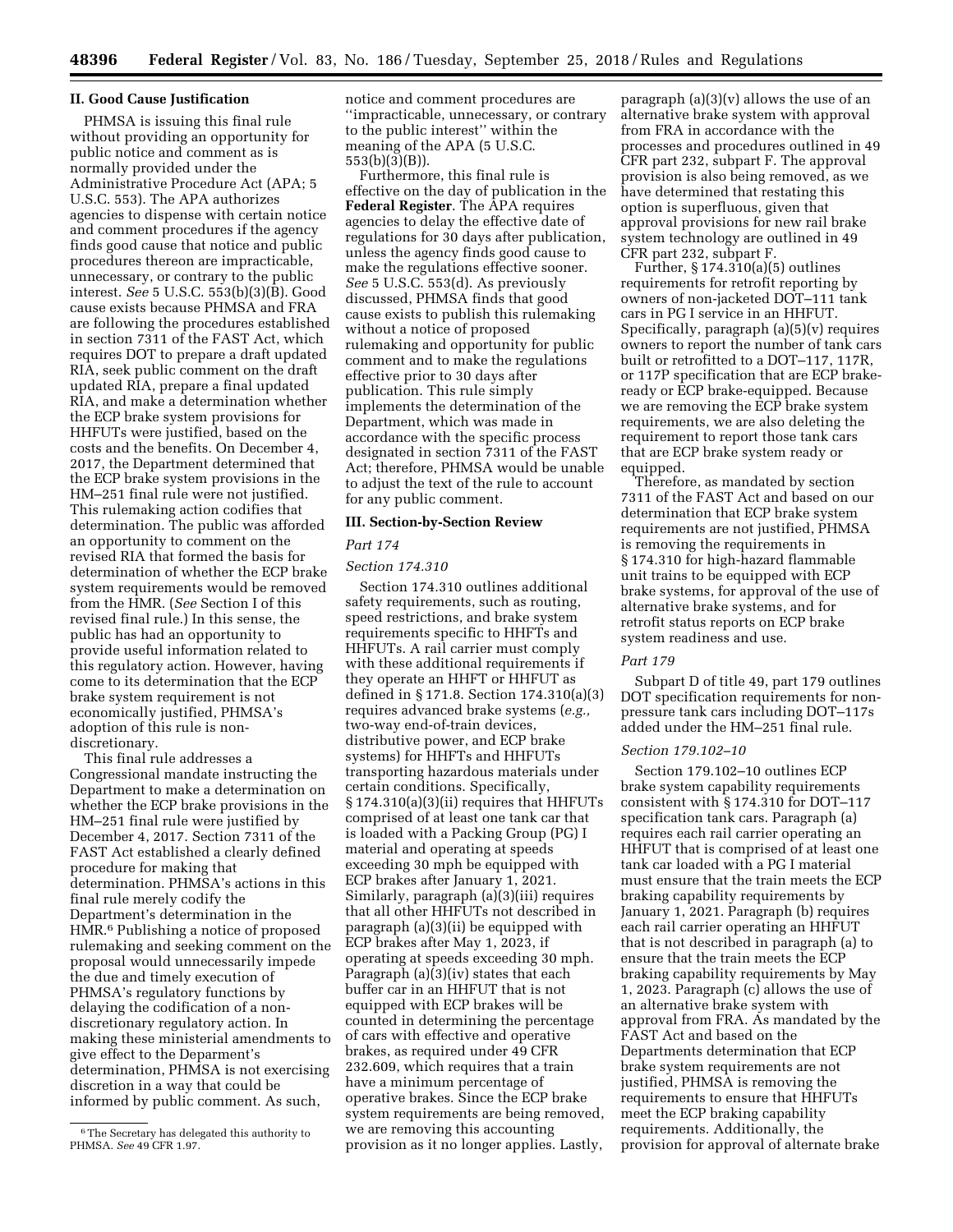## II. Good Cause Justification

PHMSA is issuing this final rule without providing an opportunity for public notice and comment as is normally provided under the Administrative Procedure Act (APA; 5 U.S.C. 553). The APA authorizes agencies to dispense with certain notice and comment procedures if the agency finds good cause that notice and public procedures thereon are impracticable, unnecessary, or contrary to the public interest. *See* 5 U.S.C. 553(b)(3)(B). Good cause exists because PHMSA and FRA are following the procedures established in section 7311 of the FAST Act, which requires DOT to prepare a draft updated RIA, seek public comment on the draft updated RIA, prepare a final updated RIA, and make a determination whether the ECP brake system provisions for HHFUTs were justified, based on the costs and the benefits. On December 4, 2017, the Department determined that the ECP brake system provisions in the HM–251 final rule were not justified. This rulemaking action codifies that determination. The public was afforded an opportunity to comment on the revised RIA that formed the basis for determination of whether the ECP brake system requirements would be removed from the HMR. (*See* Section I of this revised final rule.) In this sense, the public has had an opportunity to provide useful information related to this regulatory action. However, having come to its determination that the ECP brake system requirement is not economically justified, PHMSA's adoption of this rule is non-discretionary.

This final rule addresses a Congressional mandate instructing the Department to make a determination on whether the ECP brake provisions in the HM–251 final rule were justified by December 4, 2017. Section 7311 of the FAST Act established a clearly defined procedure for making that determination. PHMSA's actions in this final rule merely codify the Department's determination in the HMR.[6] Publishing a notice of proposed rulemaking and seeking comment on the proposal would unnecessarily impede the due and timely execution of PHMSA's regulatory functions by delaying the codification of a non-discretionary regulatory action. In making these ministerial amendments to give effect to the Deparment's determination, PHMSA is not exercising discretion in a way that could be informed by public comment. As such, notice and comment procedures are "impracticable, unnecessary, or contrary to the public interest" within the meaning of the APA (5 U.S.C. 553(b)(3)(B)).

Furthermore, this final rule is effective on the day of publication in the **Federal Register**. The APA requires agencies to delay the effective date of regulations for 30 days after publication, unless the agency finds good cause to make the regulations effective sooner. *See* 5 U.S.C. 553(d). As previously discussed, PHMSA finds that good cause exists to publish this rulemaking without a notice of proposed rulemaking and opportunity for public comment and to make the regulations effective prior to 30 days after publication. This rule simply implements the determination of the Department, which was made in accordance with the specific process designated in section 7311 of the FAST Act; therefore, PHMSA would be unable to adjust the text of the rule to account for any public comment.

## III. Section-by-Section Review

### *Part 174*

#### *Section 174.310*

Section 174.310 outlines additional safety requirements, such as routing, speed restrictions, and brake system requirements specific to HHFTs and HHFUTs. A rail carrier must comply with these additional requirements if they operate an HHFT or HHFUT as defined in § 171.8. Section 174.310(a)(3) requires advanced brake systems (*e.g.,* two-way end-of-train devices, distributive power, and ECP brake systems) for HHFTs and HHFUTs transporting hazardous materials under certain conditions. Specifically, § 174.310(a)(3)(ii) requires that HHFUTs comprised of at least one tank car that is loaded with a Packing Group (PG) I material and operating at speeds exceeding 30 mph be equipped with ECP brakes after January 1, 2021. Similarly, paragraph (a)(3)(iii) requires that all other HHFUTs not described in paragraph (a)(3)(ii) be equipped with ECP brakes after May 1, 2023, if operating at speeds exceeding 30 mph. Paragraph (a)(3)(iv) states that each buffer car in an HHFUT that is not equipped with ECP brakes will be counted in determining the percentage of cars with effective and operative brakes, as required under 49 CFR 232.609, which requires that a train have a minimum percentage of operative brakes. Since the ECP brake system requirements are being removed, we are removing this accounting provision as it no longer applies. Lastly, paragraph (a)(3)(v) allows the use of an alternative brake system with approval from FRA in accordance with the processes and procedures outlined in 49 CFR part 232, subpart F. The approval provision is also being removed, as we have determined that restating this option is superfluous, given that approval provisions for new rail brake system technology are outlined in 49 CFR part 232, subpart F.

Further, § 174.310(a)(5) outlines requirements for retrofit reporting by owners of non-jacketed DOT–111 tank cars in PG I service in an HHFUT. Specifically, paragraph (a)(5)(v) requires owners to report the number of tank cars built or retrofitted to a DOT–117, 117R, or 117P specification that are ECP brake-ready or ECP brake-equipped. Because we are removing the ECP brake system requirements, we are also deleting the requirement to report those tank cars that are ECP brake system ready or equipped.

Therefore, as mandated by section 7311 of the FAST Act and based on our determination that ECP brake system requirements are not justified, PHMSA is removing the requirements in § 174.310 for high-hazard flammable unit trains to be equipped with ECP brake systems, for approval of the use of alternative brake systems, and for retrofit status reports on ECP brake system readiness and use.

### *Part 179*

Subpart D of title 49, part 179 outlines DOT specification requirements for non-pressure tank cars including DOT–117s added under the HM–251 final rule.

#### *Section 179.102–10*

Section 179.102–10 outlines ECP brake system capability requirements consistent with § 174.310 for DOT–117 specification tank cars. Paragraph (a) requires each rail carrier operating an HHFUT that is comprised of at least one tank car loaded with a PG I material must ensure that the train meets the ECP braking capability requirements by January 1, 2021. Paragraph (b) requires each rail carrier operating an HHFUT that is not described in paragraph (a) to ensure that the train meets the ECP braking capability requirements by May 1, 2023. Paragraph (c) allows the use of an alternative brake system with approval from FRA. As mandated by the FAST Act and based on the Departments determination that ECP brake system requirements are not justified, PHMSA is removing the requirements to ensure that HHFUTs meet the ECP braking capability requirements. Additionally, the provision for approval of alternate brake

---

[6] The Secretary has delegated this authority to PHMSA. *See* 49 CFR 1.97.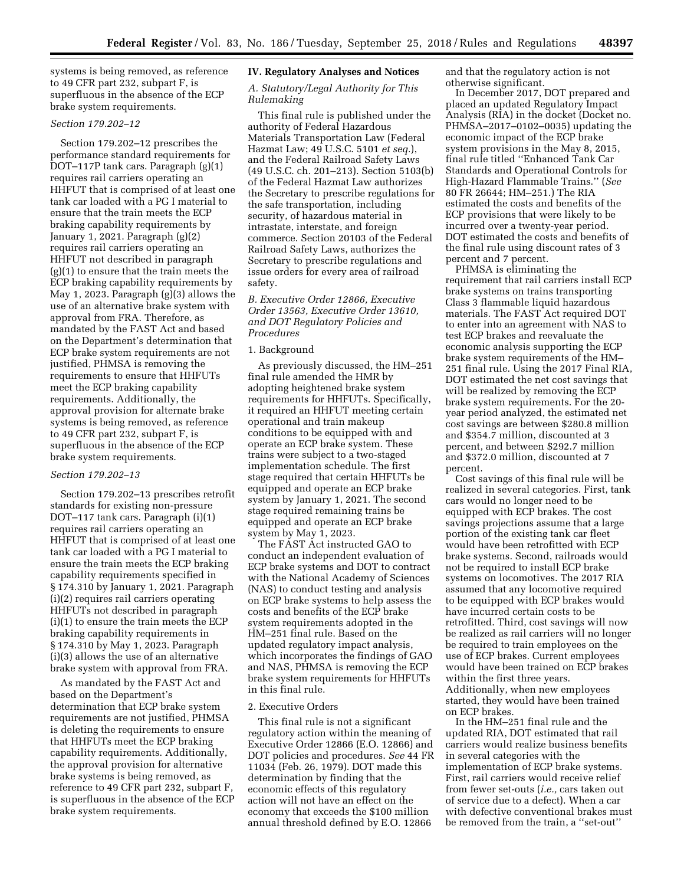systems is being removed, as reference to 49 CFR part 232, subpart F, is superfluous in the absence of the ECP brake system requirements.

*Section 179.202–12*

Section 179.202–12 prescribes the performance standard requirements for DOT–117P tank cars. Paragraph (g)(1) requires rail carriers operating an HHFUT that is comprised of at least one tank car loaded with a PG I material to ensure that the train meets the ECP braking capability requirements by January 1, 2021. Paragraph (g)(2) requires rail carriers operating an HHFUT not described in paragraph (g)(1) to ensure that the train meets the ECP braking capability requirements by May 1, 2023. Paragraph (g)(3) allows the use of an alternative brake system with approval from FRA. Therefore, as mandated by the FAST Act and based on the Department's determination that ECP brake system requirements are not justified, PHMSA is removing the requirements to ensure that HHFUTs meet the ECP braking capability requirements. Additionally, the approval provision for alternate brake systems is being removed, as reference to 49 CFR part 232, subpart F, is superfluous in the absence of the ECP brake system requirements.

*Section 179.202–13*

Section 179.202–13 prescribes retrofit standards for existing non-pressure DOT–117 tank cars. Paragraph (i)(1) requires rail carriers operating an HHFUT that is comprised of at least one tank car loaded with a PG I material to ensure the train meets the ECP braking capability requirements specified in § 174.310 by January 1, 2021. Paragraph (i)(2) requires rail carriers operating HHFUTs not described in paragraph (i)(1) to ensure the train meets the ECP braking capability requirements in § 174.310 by May 1, 2023. Paragraph (i)(3) allows the use of an alternative brake system with approval from FRA.

As mandated by the FAST Act and based on the Department's determination that ECP brake system requirements are not justified, PHMSA is deleting the requirements to ensure that HHFUTs meet the ECP braking capability requirements. Additionally, the approval provision for alternative brake systems is being removed, as reference to 49 CFR part 232, subpart F, is superfluous in the absence of the ECP brake system requirements.

## IV. Regulatory Analyses and Notices

### *A. Statutory/Legal Authority for This Rulemaking*

This final rule is published under the authority of Federal Hazardous Materials Transportation Law (Federal Hazmat Law; 49 U.S.C. 5101 *et seq.*), and the Federal Railroad Safety Laws (49 U.S.C. ch. 201–213). Section 5103(b) of the Federal Hazmat Law authorizes the Secretary to prescribe regulations for the safe transportation, including security, of hazardous material in intrastate, interstate, and foreign commerce. Section 20103 of the Federal Railroad Safety Laws, authorizes the Secretary to prescribe regulations and issue orders for every area of railroad safety.

### *B. Executive Order 12866, Executive Order 13563, Executive Order 13610, and DOT Regulatory Policies and Procedures*

1. Background

As previously discussed, the HM–251 final rule amended the HMR by adopting heightened brake system requirements for HHFUTs. Specifically, it required an HHFUT meeting certain operational and train makeup conditions to be equipped with and operate an ECP brake system. These trains were subject to a two-staged implementation schedule. The first stage required that certain HHFUTs be equipped and operate an ECP brake system by January 1, 2021. The second stage required remaining trains be equipped and operate an ECP brake system by May 1, 2023.

The FAST Act instructed GAO to conduct an independent evaluation of ECP brake systems and DOT to contract with the National Academy of Sciences (NAS) to conduct testing and analysis on ECP brake systems to help assess the costs and benefits of the ECP brake system requirements adopted in the HM–251 final rule. Based on the updated regulatory impact analysis, which incorporates the findings of GAO and NAS, PHMSA is removing the ECP brake system requirements for HHFUTs in this final rule.

2. Executive Orders

This final rule is not a significant regulatory action within the meaning of Executive Order 12866 (E.O. 12866) and DOT policies and procedures. *See* 44 FR 11034 (Feb. 26, 1979). DOT made this determination by finding that the economic effects of this regulatory action will not have an effect on the economy that exceeds the $100 million annual threshold defined by E.O. 12866 and that the regulatory action is not otherwise significant.

In December 2017, DOT prepared and placed an updated Regulatory Impact Analysis (RIA) in the docket (Docket no. PHMSA–2017–0102–0035) updating the economic impact of the ECP brake system provisions in the May 8, 2015, final rule titled "Enhanced Tank Car Standards and Operational Controls for High-Hazard Flammable Trains." (*See* 80 FR 26644; HM–251.) The RIA estimated the costs and benefits of the ECP provisions that were likely to be incurred over a twenty-year period. DOT estimated the costs and benefits of the final rule using discount rates of 3 percent and 7 percent.

PHMSA is eliminating the requirement that rail carriers install ECP brake systems on trains transporting Class 3 flammable liquid hazardous materials. The FAST Act required DOT to enter into an agreement with NAS to test ECP brakes and reevaluate the economic analysis supporting the ECP brake system requirements of the HM–251 final rule. Using the 2017 Final RIA, DOT estimated the net cost savings that will be realized by removing the ECP brake system requirements. For the 20-year period analyzed, the estimated net cost savings are between $280.8 million and $354.7 million, discounted at 3 percent, and between $292.7 million and $372.0 million, discounted at 7 percent.

Cost savings of this final rule will be realized in several categories. First, tank cars would no longer need to be equipped with ECP brakes. The cost savings projections assume that a large portion of the existing tank car fleet would have been retrofitted with ECP brake systems. Second, railroads would not be required to install ECP brake systems on locomotives. The 2017 RIA assumed that any locomotive required to be equipped with ECP brakes would have incurred certain costs to be retrofitted. Third, cost savings will now be realized as rail carriers will no longer be required to train employees on the use of ECP brakes. Current employees would have been trained on ECP brakes within the first three years. Additionally, when new employees started, they would have been trained on ECP brakes.

In the HM–251 final rule and the updated RIA, DOT estimated that rail carriers would realize business benefits in several categories with the implementation of ECP brake systems. First, rail carriers would receive relief from fewer set-outs (*i.e.,* cars taken out of service due to a defect). When a car with defective conventional brakes must be removed from the train, a "set-out"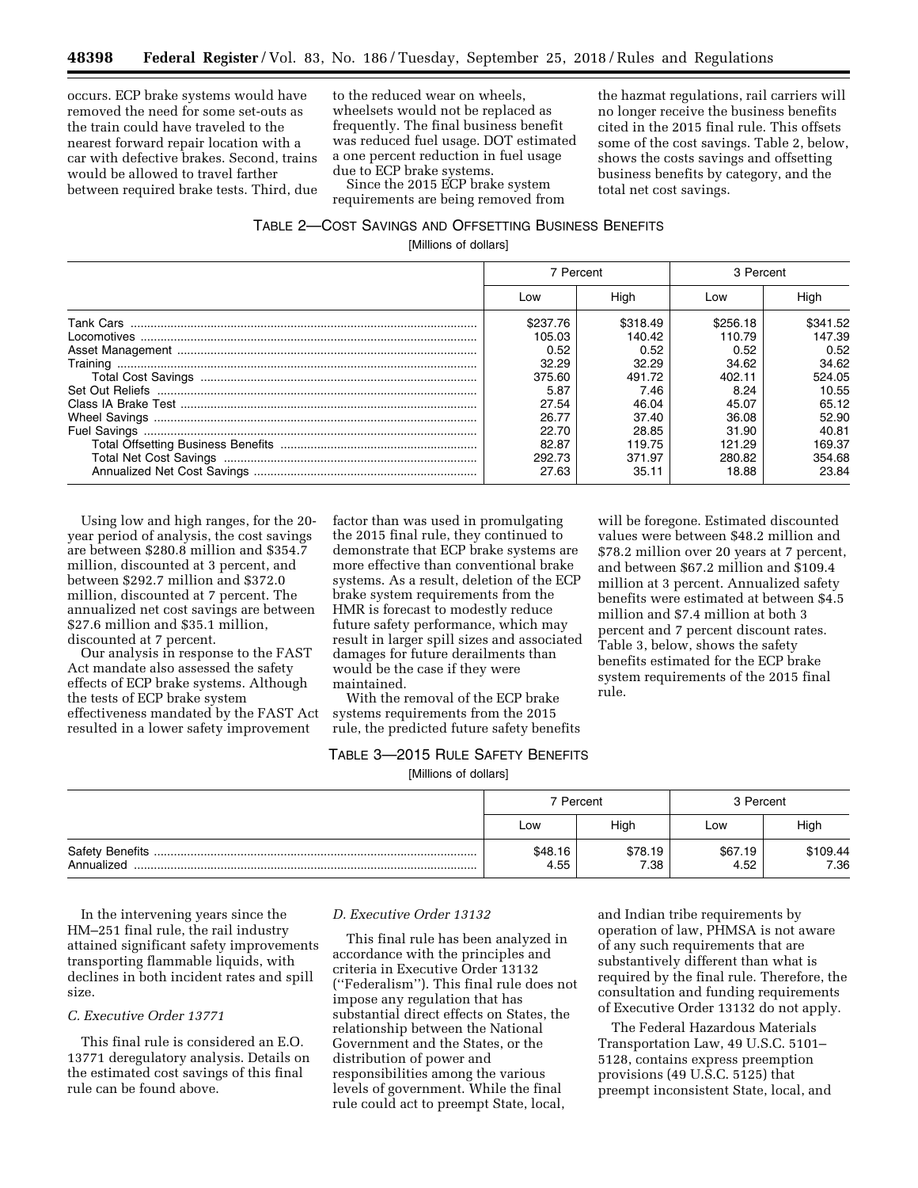occurs. ECP brake systems would have removed the need for some set-outs as the train could have traveled to the nearest forward repair location with a car with defective brakes. Second, trains would be allowed to travel farther between required brake tests. Third, due to the reduced wear on wheels, wheelsets would not be replaced as frequently. The final business benefit was reduced fuel usage. DOT estimated a one percent reduction in fuel usage due to ECP brake systems.

Since the 2015 ECP brake system requirements are being removed from the hazmat regulations, rail carriers will no longer receive the business benefits cited in the 2015 final rule. This offsets some of the cost savings. Table 2, below, shows the costs savings and offsetting business benefits by category, and the total net cost savings.

TABLE 2—COST SAVINGS AND OFFSETTING BUSINESS BENEFITS

[Millions of dollars]

| | 7 Percent | | 3 Percent | |
|---|---|---|---|---|
| | Low | High | Low | High |
| Tank Cars | $237.76 | $318.49 | $256.18 | $341.52 |
| Locomotives | 105.03 | 140.42 | 110.79 | 147.39 |
| Asset Management | 0.52 | 0.52 | 0.52 | 0.52 |
| Training | 32.29 | 32.29 | 34.62 | 34.62 |
| Total Cost Savings | 375.60 | 491.72 | 402.11 | 524.05 |
| Set Out Reliefs | 5.87 | 7.46 | 8.24 | 10.55 |
| Class IA Brake Test | 27.54 | 46.04 | 45.07 | 65.12 |
| Wheel Savings | 26.77 | 37.40 | 36.08 | 52.90 |
| Fuel Savings | 22.70 | 28.85 | 31.90 | 40.81 |
| Total Offsetting Business Benefits | 82.87 | 119.75 | 121.29 | 169.37 |
| Total Net Cost Savings | 292.73 | 371.97 | 280.82 | 354.68 |
| Annualized Net Cost Savings | 27.63 | 35.11 | 18.88 | 23.84 |

Using low and high ranges, for the 20-year period of analysis, the cost savings are between $280.8 million and $354.7 million, discounted at 3 percent, and between $292.7 million and $372.0 million, discounted at 7 percent. The annualized net cost savings are between $27.6 million and $35.1 million, discounted at 7 percent.

Our analysis in response to the FAST Act mandate also assessed the safety effects of ECP brake systems. Although the tests of ECP brake system effectiveness mandated by the FAST Act resulted in a lower safety improvement factor than was used in promulgating the 2015 final rule, they continued to demonstrate that ECP brake systems are more effective than conventional brake systems. As a result, deletion of the ECP brake system requirements from the HMR is forecast to modestly reduce future safety performance, which may result in larger spill sizes and associated damages for future derailments than would be the case if they were maintained.

With the removal of the ECP brake systems requirements from the 2015 rule, the predicted future safety benefits will be foregone. Estimated discounted values were between $48.2 million and $78.2 million over 20 years at 7 percent, and between $67.2 million and $109.4 million at 3 percent. Annualized safety benefits were estimated at between $4.5 million and $7.4 million at both 3 percent and 7 percent discount rates. Table 3, below, shows the safety benefits estimated for the ECP brake system requirements of the 2015 final rule.

TABLE 3—2015 RULE SAFETY BENEFITS

[Millions of dollars]

| | 7 Percent | | 3 Percent | |
|---|---|---|---|---|
| | Low | High | Low | High |
| Safety Benefits | $48.16 | $78.19 | $67.19 | $109.44 |
| Annualized | 4.55 | 7.38 | 4.52 | 7.36 |

In the intervening years since the HM–251 final rule, the rail industry attained significant safety improvements transporting flammable liquids, with declines in both incident rates and spill size.

### C. Executive Order 13771

This final rule is considered an E.O. 13771 deregulatory analysis. Details on the estimated cost savings of this final rule can be found above.

### D. Executive Order 13132

This final rule has been analyzed in accordance with the principles and criteria in Executive Order 13132 (''Federalism''). This final rule does not impose any regulation that has substantial direct effects on States, the relationship between the National Government and the States, or the distribution of power and responsibilities among the various levels of government. While the final rule could act to preempt State, local, and Indian tribe requirements by operation of law, PHMSA is not aware of any such requirements that are substantively different than what is required by the final rule. Therefore, the consultation and funding requirements of Executive Order 13132 do not apply.

The Federal Hazardous Materials Transportation Law, 49 U.S.C. 5101–5128, contains express preemption provisions (49 U.S.C. 5125) that preempt inconsistent State, local, and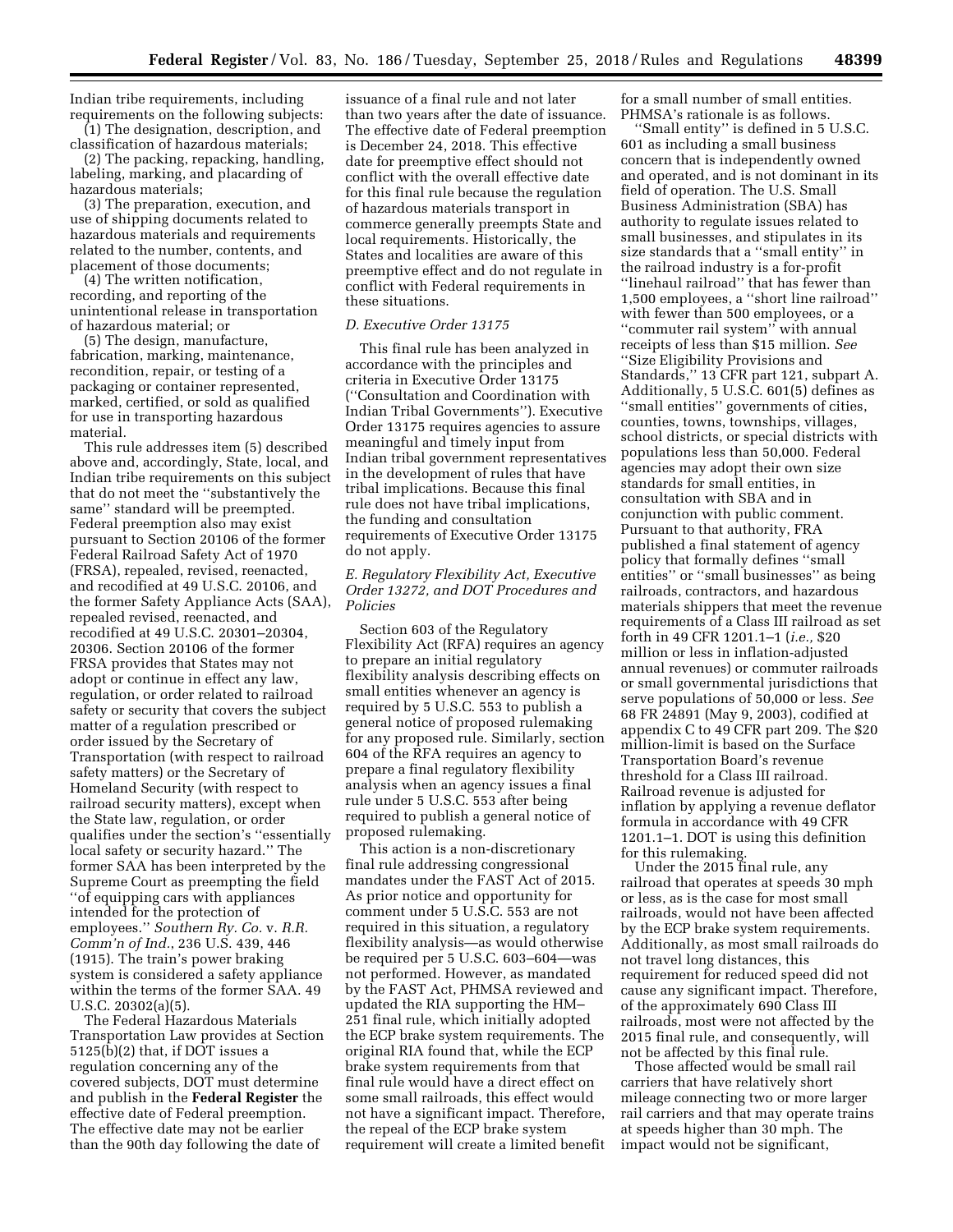Indian tribe requirements, including requirements on the following subjects:

(1) The designation, description, and classification of hazardous materials;

(2) The packing, repacking, handling, labeling, marking, and placarding of hazardous materials;

(3) The preparation, execution, and use of shipping documents related to hazardous materials and requirements related to the number, contents, and placement of those documents;

(4) The written notification, recording, and reporting of the unintentional release in transportation of hazardous material; or

(5) The design, manufacture, fabrication, marking, maintenance, recondition, repair, or testing of a packaging or container represented, marked, certified, or sold as qualified for use in transporting hazardous material.

This rule addresses item (5) described above and, accordingly, State, local, and Indian tribe requirements on this subject that do not meet the ''substantively the same'' standard will be preempted. Federal preemption also may exist pursuant to Section 20106 of the former Federal Railroad Safety Act of 1970 (FRSA), repealed, revised, reenacted, and recodified at 49 U.S.C. 20106, and the former Safety Appliance Acts (SAA), repealed revised, reenacted, and recodified at 49 U.S.C. 20301–20304, 20306. Section 20106 of the former FRSA provides that States may not adopt or continue in effect any law, regulation, or order related to railroad safety or security that covers the subject matter of a regulation prescribed or order issued by the Secretary of Transportation (with respect to railroad safety matters) or the Secretary of Homeland Security (with respect to railroad security matters), except when the State law, regulation, or order qualifies under the section's ''essentially local safety or security hazard.'' The former SAA has been interpreted by the Supreme Court as preempting the field ''of equipping cars with appliances intended for the protection of employees.'' *Southern Ry. Co.* v. *R.R. Comm'n of Ind.*, 236 U.S. 439, 446 (1915). The train's power braking system is considered a safety appliance within the terms of the former SAA. 49 U.S.C. 20302(a)(5).

The Federal Hazardous Materials Transportation Law provides at Section 5125(b)(2) that, if DOT issues a regulation concerning any of the covered subjects, DOT must determine and publish in the **Federal Register** the effective date of Federal preemption. The effective date may not be earlier than the 90th day following the date of issuance of a final rule and not later than two years after the date of issuance. The effective date of Federal preemption is December 24, 2018. This effective date for preemptive effect should not conflict with the overall effective date for this final rule because the regulation of hazardous materials transport in commerce generally preempts State and local requirements. Historically, the States and localities are aware of this preemptive effect and do not regulate in conflict with Federal requirements in these situations.

### *D. Executive Order 13175*

This final rule has been analyzed in accordance with the principles and criteria in Executive Order 13175 (''Consultation and Coordination with Indian Tribal Governments''). Executive Order 13175 requires agencies to assure meaningful and timely input from Indian tribal government representatives in the development of rules that have tribal implications. Because this final rule does not have tribal implications, the funding and consultation requirements of Executive Order 13175 do not apply.

### *E. Regulatory Flexibility Act, Executive Order 13272, and DOT Procedures and Policies*

Section 603 of the Regulatory Flexibility Act (RFA) requires an agency to prepare an initial regulatory flexibility analysis describing effects on small entities whenever an agency is required by 5 U.S.C. 553 to publish a general notice of proposed rulemaking for any proposed rule. Similarly, section 604 of the RFA requires an agency to prepare a final regulatory flexibility analysis when an agency issues a final rule under 5 U.S.C. 553 after being required to publish a general notice of proposed rulemaking.

This action is a non-discretionary final rule addressing congressional mandates under the FAST Act of 2015. As prior notice and opportunity for comment under 5 U.S.C. 553 are not required in this situation, a regulatory flexibility analysis—as would otherwise be required per 5 U.S.C. 603–604—was not performed. However, as mandated by the FAST Act, PHMSA reviewed and updated the RIA supporting the HM–251 final rule, which initially adopted the ECP brake system requirements. The original RIA found that, while the ECP brake system requirements from that final rule would have a direct effect on some small railroads, this effect would not have a significant impact. Therefore, the repeal of the ECP brake system requirement will create a limited benefit for a small number of small entities. PHMSA's rationale is as follows.

''Small entity'' is defined in 5 U.S.C. 601 as including a small business concern that is independently owned and operated, and is not dominant in its field of operation. The U.S. Small Business Administration (SBA) has authority to regulate issues related to small businesses, and stipulates in its size standards that a ''small entity'' in the railroad industry is a for-profit ''linehaul railroad'' that has fewer than 1,500 employees, a ''short line railroad'' with fewer than 500 employees, or a ''commuter rail system'' with annual receipts of less than $15 million. *See* ''Size Eligibility Provisions and Standards,'' 13 CFR part 121, subpart A. Additionally, 5 U.S.C. 601(5) defines as ''small entities'' governments of cities, counties, towns, townships, villages, school districts, or special districts with populations less than 50,000. Federal agencies may adopt their own size standards for small entities, in consultation with SBA and in conjunction with public comment. Pursuant to that authority, FRA published a final statement of agency policy that formally defines ''small entities'' or ''small businesses'' as being railroads, contractors, and hazardous materials shippers that meet the revenue requirements of a Class III railroad as set forth in 49 CFR 1201.1–1 (*i.e.,* $20 million or less in inflation-adjusted annual revenues) or commuter railroads or small governmental jurisdictions that serve populations of 50,000 or less. *See* 68 FR 24891 (May 9, 2003), codified at appendix C to 49 CFR part 209. The $20 million-limit is based on the Surface Transportation Board's revenue threshold for a Class III railroad. Railroad revenue is adjusted for inflation by applying a revenue deflator formula in accordance with 49 CFR 1201.1–1. DOT is using this definition for this rulemaking.

Under the 2015 final rule, any railroad that operates at speeds 30 mph or less, as is the case for most small railroads, would not have been affected by the ECP brake system requirements. Additionally, as most small railroads do not travel long distances, this requirement for reduced speed did not cause any significant impact. Therefore, of the approximately 690 Class III railroads, most were not affected by the 2015 final rule, and consequently, will not be affected by this final rule.

Those affected would be small rail carriers that have relatively short mileage connecting two or more larger rail carriers and that may operate trains at speeds higher than 30 mph. The impact would not be significant,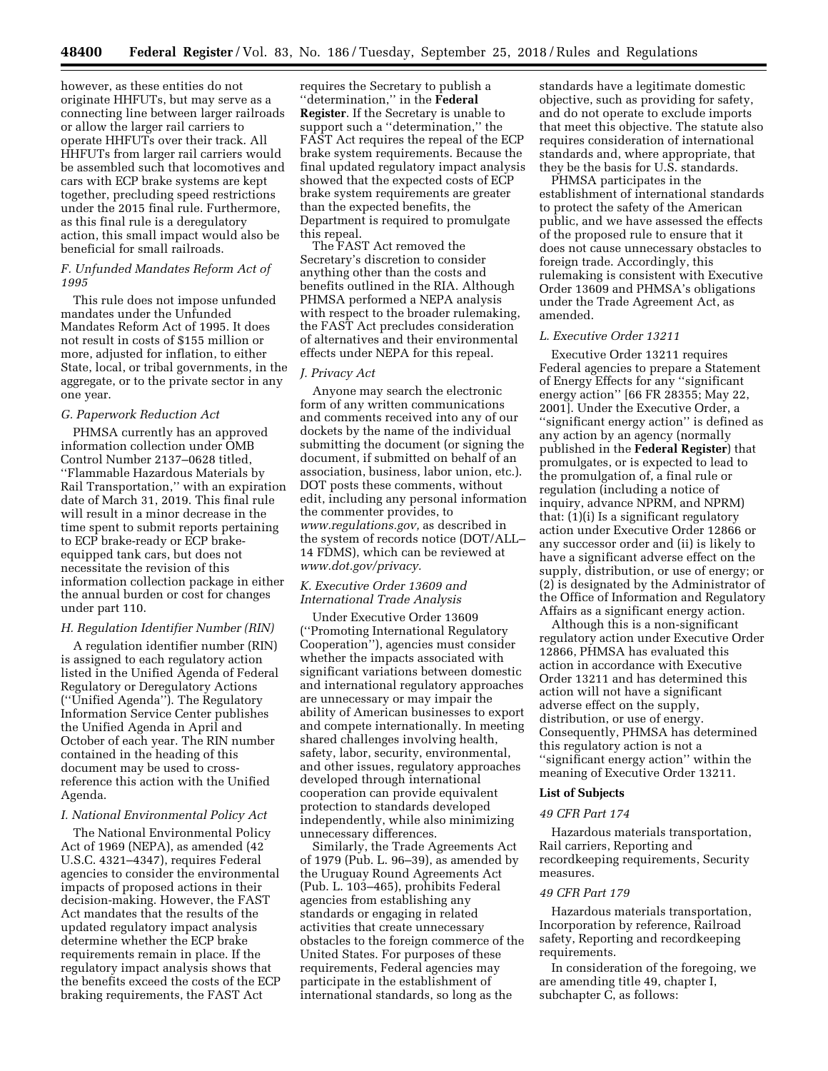however, as these entities do not originate HHFUTs, but may serve as a connecting line between larger railroads or allow the larger rail carriers to operate HHFUTs over their track. All HHFUTs from larger rail carriers would be assembled such that locomotives and cars with ECP brake systems are kept together, precluding speed restrictions under the 2015 final rule. Furthermore, as this final rule is a deregulatory action, this small impact would also be beneficial for small railroads.

### F. Unfunded Mandates Reform Act of 1995

This rule does not impose unfunded mandates under the Unfunded Mandates Reform Act of 1995. It does not result in costs of $155 million or more, adjusted for inflation, to either State, local, or tribal governments, in the aggregate, or to the private sector in any one year.

### G. Paperwork Reduction Act

PHMSA currently has an approved information collection under OMB Control Number 2137–0628 titled, ''Flammable Hazardous Materials by Rail Transportation,'' with an expiration date of March 31, 2019. This final rule will result in a minor decrease in the time spent to submit reports pertaining to ECP brake-ready or ECP brake-equipped tank cars, but does not necessitate the revision of this information collection package in either the annual burden or cost for changes under part 110.

### H. Regulation Identifier Number (RIN)

A regulation identifier number (RIN) is assigned to each regulatory action listed in the Unified Agenda of Federal Regulatory or Deregulatory Actions (''Unified Agenda''). The Regulatory Information Service Center publishes the Unified Agenda in April and October of each year. The RIN number contained in the heading of this document may be used to cross-reference this action with the Unified Agenda.

### I. National Environmental Policy Act

The National Environmental Policy Act of 1969 (NEPA), as amended (42 U.S.C. 4321–4347), requires Federal agencies to consider the environmental impacts of proposed actions in their decision-making. However, the FAST Act mandates that the results of the updated regulatory impact analysis determine whether the ECP brake requirements remain in place. If the regulatory impact analysis shows that the benefits exceed the costs of the ECP braking requirements, the FAST Act requires the Secretary to publish a ''determination,'' in the **Federal Register**. If the Secretary is unable to support such a ''determination,'' the FAST Act requires the repeal of the ECP brake system requirements. Because the final updated regulatory impact analysis showed that the expected costs of ECP brake system requirements are greater than the expected benefits, the Department is required to promulgate this repeal.

The FAST Act removed the Secretary's discretion to consider anything other than the costs and benefits outlined in the RIA. Although PHMSA performed a NEPA analysis with respect to the broader rulemaking, the FAST Act precludes consideration of alternatives and their environmental effects under NEPA for this repeal.

### J. Privacy Act

Anyone may search the electronic form of any written communications and comments received into any of our dockets by the name of the individual submitting the document (or signing the document, if submitted on behalf of an association, business, labor union, etc.). DOT posts these comments, without edit, including any personal information the commenter provides, to *www.regulations.gov,* as described in the system of records notice (DOT/ALL–14 FDMS), which can be reviewed at *www.dot.gov/privacy.*

### K. Executive Order 13609 and International Trade Analysis

Under Executive Order 13609 (''Promoting International Regulatory Cooperation''), agencies must consider whether the impacts associated with significant variations between domestic and international regulatory approaches are unnecessary or may impair the ability of American businesses to export and compete internationally. In meeting shared challenges involving health, safety, labor, security, environmental, and other issues, regulatory approaches developed through international cooperation can provide equivalent protection to standards developed independently, while also minimizing unnecessary differences.

Similarly, the Trade Agreements Act of 1979 (Pub. L. 96–39), as amended by the Uruguay Round Agreements Act (Pub. L. 103–465), prohibits Federal agencies from establishing any standards or engaging in related activities that create unnecessary obstacles to the foreign commerce of the United States. For purposes of these requirements, Federal agencies may participate in the establishment of international standards, so long as the standards have a legitimate domestic objective, such as providing for safety, and do not operate to exclude imports that meet this objective. The statute also requires consideration of international standards and, where appropriate, that they be the basis for U.S. standards.

PHMSA participates in the establishment of international standards to protect the safety of the American public, and we have assessed the effects of the proposed rule to ensure that it does not cause unnecessary obstacles to foreign trade. Accordingly, this rulemaking is consistent with Executive Order 13609 and PHMSA's obligations under the Trade Agreement Act, as amended.

### L. Executive Order 13211

Executive Order 13211 requires Federal agencies to prepare a Statement of Energy Effects for any ''significant energy action'' [66 FR 28355; May 22, 2001]. Under the Executive Order, a ''significant energy action'' is defined as any action by an agency (normally published in the **Federal Register**) that promulgates, or is expected to lead to the promulgation of, a final rule or regulation (including a notice of inquiry, advance NPRM, and NPRM) that: (1)(i) Is a significant regulatory action under Executive Order 12866 or any successor order and (ii) is likely to have a significant adverse effect on the supply, distribution, or use of energy; or (2) is designated by the Administrator of the Office of Information and Regulatory Affairs as a significant energy action.

Although this is a non-significant regulatory action under Executive Order 12866, PHMSA has evaluated this action in accordance with Executive Order 13211 and has determined this action will not have a significant adverse effect on the supply, distribution, or use of energy. Consequently, PHMSA has determined this regulatory action is not a ''significant energy action'' within the meaning of Executive Order 13211.

## List of Subjects

### 49 CFR Part 174

Hazardous materials transportation, Rail carriers, Reporting and recordkeeping requirements, Security measures.

### 49 CFR Part 179

Hazardous materials transportation, Incorporation by reference, Railroad safety, Reporting and recordkeeping requirements.

In consideration of the foregoing, we are amending title 49, chapter I, subchapter C, as follows: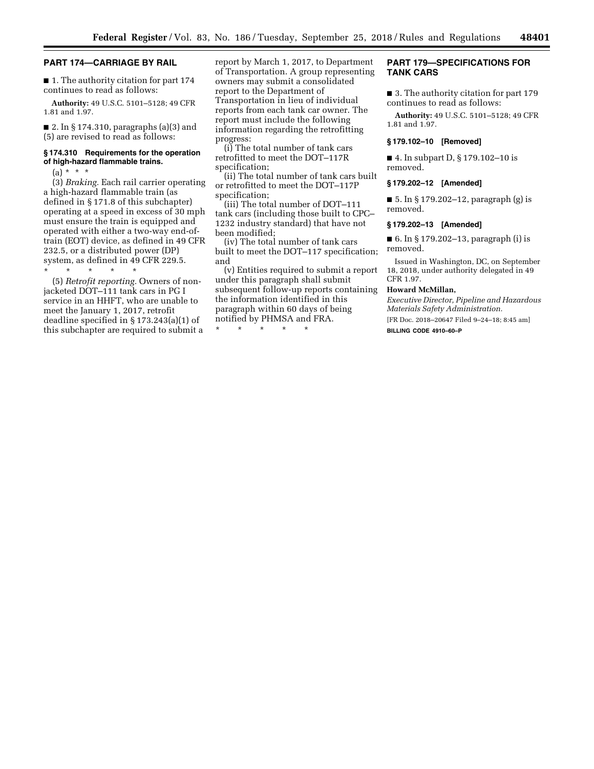## PART 174—CARRIAGE BY RAIL

■ 1. The authority citation for part 174 continues to read as follows:

**Authority:** 49 U.S.C. 5101–5128; 49 CFR 1.81 and 1.97.

■ 2. In § 174.310, paragraphs (a)(3) and (5) are revised to read as follows:

#### § 174.310 Requirements for the operation of high-hazard flammable trains.

(a) * * *

(3) *Braking.* Each rail carrier operating a high-hazard flammable train (as defined in § 171.8 of this subchapter) operating at a speed in excess of 30 mph must ensure the train is equipped and operated with either a two-way end-of-train (EOT) device, as defined in 49 CFR 232.5, or a distributed power (DP) system, as defined in 49 CFR 229.5.

\* \* \* \* \*

(5) *Retrofit reporting.* Owners of non-jacketed DOT–111 tank cars in PG I service in an HHFT, who are unable to meet the January 1, 2017, retrofit deadline specified in § 173.243(a)(1) of this subchapter are required to submit a report by March 1, 2017, to Department of Transportation. A group representing owners may submit a consolidated report to the Department of Transportation in lieu of individual reports from each tank car owner. The report must include the following information regarding the retrofitting progress:

(i) The total number of tank cars retrofitted to meet the DOT–117R specification;

(ii) The total number of tank cars built or retrofitted to meet the DOT–117P specification;

(iii) The total number of DOT–111 tank cars (including those built to CPC–1232 industry standard) that have not been modified;

(iv) The total number of tank cars built to meet the DOT–117 specification; and

(v) Entities required to submit a report under this paragraph shall submit subsequent follow-up reports containing the information identified in this paragraph within 60 days of being notified by PHMSA and FRA.

\* \* \* \* \*

## PART 179—SPECIFICATIONS FOR TANK CARS

■ 3. The authority citation for part 179 continues to read as follows:

**Authority:** 49 U.S.C. 5101–5128; 49 CFR 1.81 and 1.97.

#### § 179.102–10 [Removed]

■ 4. In subpart D, § 179.102–10 is removed.

#### § 179.202–12 [Amended]

■ 5. In § 179.202–12, paragraph (g) is removed.

#### § 179.202–13 [Amended]

■ 6. In § 179.202–13, paragraph (i) is removed.

Issued in Washington, DC, on September 18, 2018, under authority delegated in 49 CFR 1.97.

**Howard McMillan,**

*Executive Director, Pipeline and Hazardous Materials Safety Administration.*

[FR Doc. 2018–20647 Filed 9–24–18; 8:45 am]

**BILLING CODE 4910–60–P**